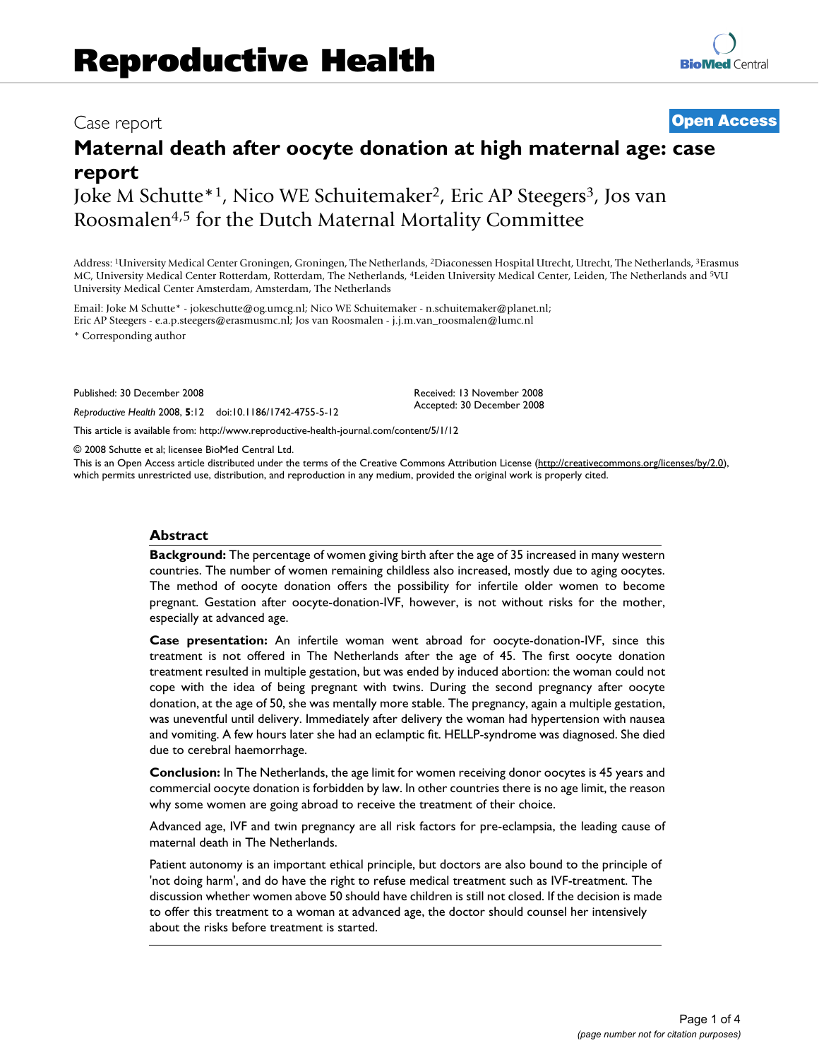# Reproductive Health

Case report

**Open Access**

# Maternal death after oocyte donation at high maternal age: case report

Joke M Schutte*[1], Nico WE Schuitemaker[2], Eric AP Steegers[3], Jos van Roosmalen[4,5] for the Dutch Maternal Mortality Committee

Address: [1]University Medical Center Groningen, Groningen, The Netherlands, [2]Diaconessen Hospital Utrecht, Utrecht, The Netherlands, [3]Erasmus MC, University Medical Center Rotterdam, Rotterdam, The Netherlands, [4]Leiden University Medical Center, Leiden, The Netherlands and [5]VU University Medical Center Amsterdam, Amsterdam, The Netherlands

Email: Joke M Schutte* - jokeschutte@og.umcg.nl; Nico WE Schuitemaker - n.schuitemaker@planet.nl; Eric AP Steegers - e.a.p.steegers@erasmusmc.nl; Jos van Roosmalen - j.j.m.van_roosmalen@lumc.nl

* Corresponding author

Published: 30 December 2008

*Reproductive Health* 2008, **5**:12 doi:10.1186/1742-4755-5-12

Received: 13 November 2008
Accepted: 30 December 2008

This article is available from: http://www.reproductive-health-journal.com/content/5/1/12

© 2008 Schutte et al; licensee BioMed Central Ltd.
This is an Open Access article distributed under the terms of the Creative Commons Attribution License (http://creativecommons.org/licenses/by/2.0), which permits unrestricted use, distribution, and reproduction in any medium, provided the original work is properly cited.

## Abstract

**Background:** The percentage of women giving birth after the age of 35 increased in many western countries. The number of women remaining childless also increased, mostly due to aging oocytes. The method of oocyte donation offers the possibility for infertile older women to become pregnant. Gestation after oocyte-donation-IVF, however, is not without risks for the mother, especially at advanced age.

**Case presentation:** An infertile woman went abroad for oocyte-donation-IVF, since this treatment is not offered in The Netherlands after the age of 45. The first oocyte donation treatment resulted in multiple gestation, but was ended by induced abortion: the woman could not cope with the idea of being pregnant with twins. During the second pregnancy after oocyte donation, at the age of 50, she was mentally more stable. The pregnancy, again a multiple gestation, was uneventful until delivery. Immediately after delivery the woman had hypertension with nausea and vomiting. A few hours later she had an eclamptic fit. HELLP-syndrome was diagnosed. She died due to cerebral haemorrhage.

**Conclusion:** In The Netherlands, the age limit for women receiving donor oocytes is 45 years and commercial oocyte donation is forbidden by law. In other countries there is no age limit, the reason why some women are going abroad to receive the treatment of their choice.

Advanced age, IVF and twin pregnancy are all risk factors for pre-eclampsia, the leading cause of maternal death in The Netherlands.

Patient autonomy is an important ethical principle, but doctors are also bound to the principle of 'not doing harm', and do have the right to refuse medical treatment such as IVF-treatment. The discussion whether women above 50 should have children is still not closed. If the decision is made to offer this treatment to a woman at advanced age, the doctor should counsel her intensively about the risks before treatment is started.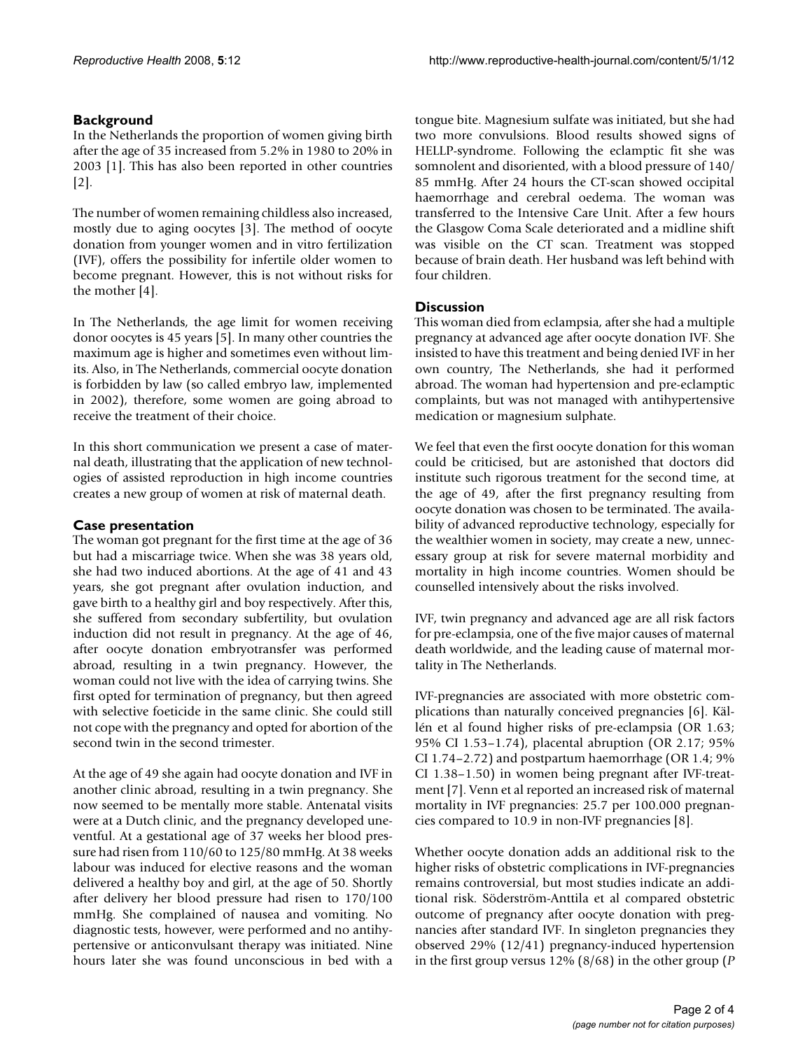## Background

In the Netherlands the proportion of women giving birth after the age of 35 increased from 5.2% in 1980 to 20% in 2003 [1]. This has also been reported in other countries [2].

The number of women remaining childless also increased, mostly due to aging oocytes [3]. The method of oocyte donation from younger women and in vitro fertilization (IVF), offers the possibility for infertile older women to become pregnant. However, this is not without risks for the mother [4].

In The Netherlands, the age limit for women receiving donor oocytes is 45 years [5]. In many other countries the maximum age is higher and sometimes even without limits. Also, in The Netherlands, commercial oocyte donation is forbidden by law (so called embryo law, implemented in 2002), therefore, some women are going abroad to receive the treatment of their choice.

In this short communication we present a case of maternal death, illustrating that the application of new technologies of assisted reproduction in high income countries creates a new group of women at risk of maternal death.

## Case presentation

The woman got pregnant for the first time at the age of 36 but had a miscarriage twice. When she was 38 years old, she had two induced abortions. At the age of 41 and 43 years, she got pregnant after ovulation induction, and gave birth to a healthy girl and boy respectively. After this, she suffered from secondary subfertility, but ovulation induction did not result in pregnancy. At the age of 46, after oocyte donation embryotransfer was performed abroad, resulting in a twin pregnancy. However, the woman could not live with the idea of carrying twins. She first opted for termination of pregnancy, but then agreed with selective foeticide in the same clinic. She could still not cope with the pregnancy and opted for abortion of the second twin in the second trimester.

At the age of 49 she again had oocyte donation and IVF in another clinic abroad, resulting in a twin pregnancy. She now seemed to be mentally more stable. Antenatal visits were at a Dutch clinic, and the pregnancy developed uneventful. At a gestational age of 37 weeks her blood pressure had risen from 110/60 to 125/80 mmHg. At 38 weeks labour was induced for elective reasons and the woman delivered a healthy boy and girl, at the age of 50. Shortly after delivery her blood pressure had risen to 170/100 mmHg. She complained of nausea and vomiting. No diagnostic tests, however, were performed and no antihypertensive or anticonvulsant therapy was initiated. Nine hours later she was found unconscious in bed with a tongue bite. Magnesium sulfate was initiated, but she had two more convulsions. Blood results showed signs of HELLP-syndrome. Following the eclamptic fit she was somnolent and disoriented, with a blood pressure of 140/85 mmHg. After 24 hours the CT-scan showed occipital haemorrhage and cerebral oedema. The woman was transferred to the Intensive Care Unit. After a few hours the Glasgow Coma Scale deteriorated and a midline shift was visible on the CT scan. Treatment was stopped because of brain death. Her husband was left behind with four children.

## Discussion

This woman died from eclampsia, after she had a multiple pregnancy at advanced age after oocyte donation IVF. She insisted to have this treatment and being denied IVF in her own country, The Netherlands, she had it performed abroad. The woman had hypertension and pre-eclamptic complaints, but was not managed with antihypertensive medication or magnesium sulphate.

We feel that even the first oocyte donation for this woman could be criticised, but are astonished that doctors did institute such rigorous treatment for the second time, at the age of 49, after the first pregnancy resulting from oocyte donation was chosen to be terminated. The availability of advanced reproductive technology, especially for the wealthier women in society, may create a new, unnecessary group at risk for severe maternal morbidity and mortality in high income countries. Women should be counselled intensively about the risks involved.

IVF, twin pregnancy and advanced age are all risk factors for pre-eclampsia, one of the five major causes of maternal death worldwide, and the leading cause of maternal mortality in The Netherlands.

IVF-pregnancies are associated with more obstetric complications than naturally conceived pregnancies [6]. Källén et al found higher risks of pre-eclampsia (OR 1.63; 95% CI 1.53–1.74), placental abruption (OR 2.17; 95% CI 1.74–2.72) and postpartum haemorrhage (OR 1.4; 9% CI 1.38–1.50) in women being pregnant after IVF-treatment [7]. Venn et al reported an increased risk of maternal mortality in IVF pregnancies: 25.7 per 100.000 pregnancies compared to 10.9 in non-IVF pregnancies [8].

Whether oocyte donation adds an additional risk to the higher risks of obstetric complications in IVF-pregnancies remains controversial, but most studies indicate an additional risk. Söderström-Anttila et al compared obstetric outcome of pregnancy after oocyte donation with pregnancies after standard IVF. In singleton pregnancies they observed 29% (12/41) pregnancy-induced hypertension in the first group versus 12% (8/68) in the other group (*P*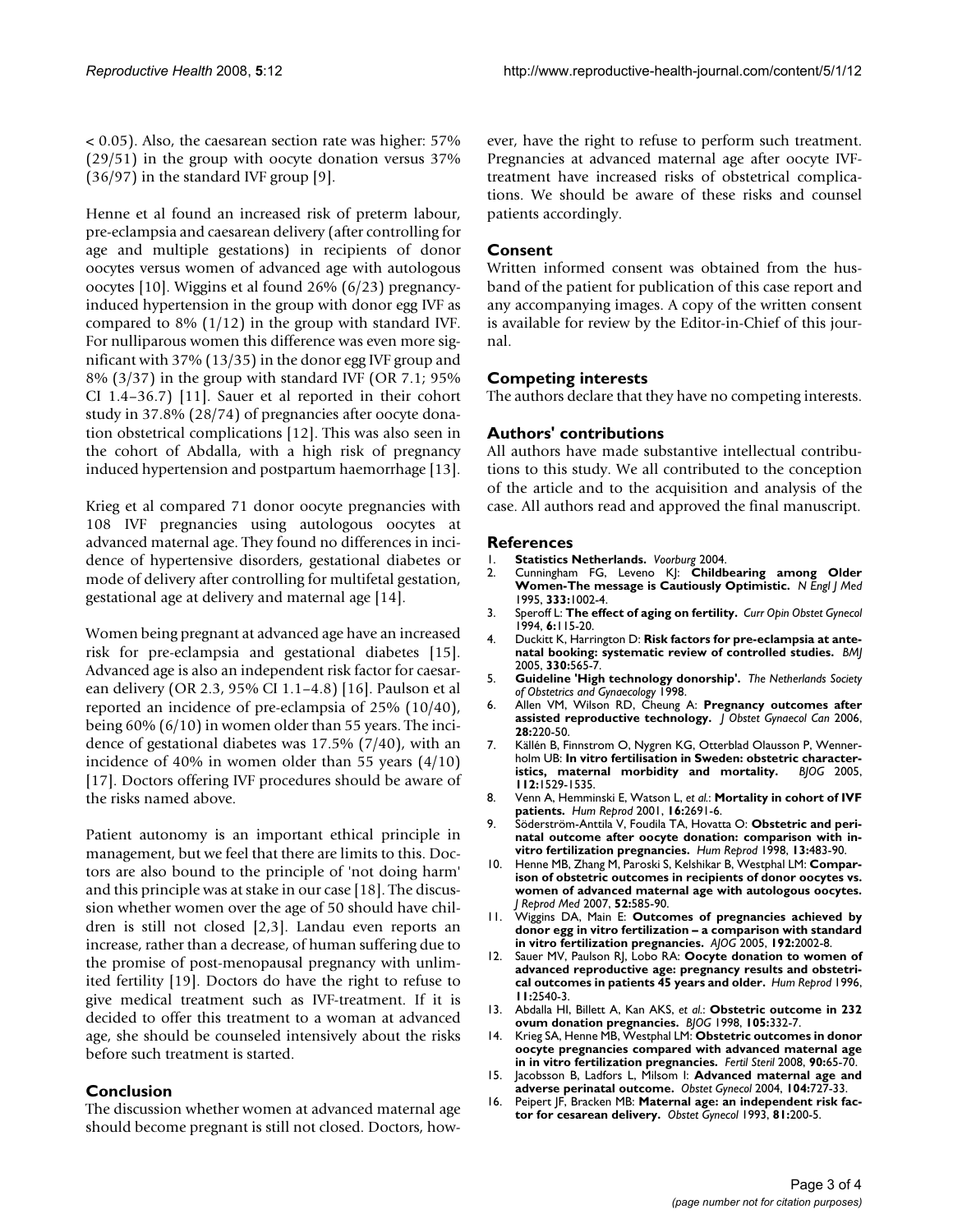< 0.05). Also, the caesarean section rate was higher: 57% (29/51) in the group with oocyte donation versus 37% (36/97) in the standard IVF group [9].

Henne et al found an increased risk of preterm labour, pre-eclampsia and caesarean delivery (after controlling for age and multiple gestations) in recipients of donor oocytes versus women of advanced age with autologous oocytes [10]. Wiggins et al found 26% (6/23) pregnancy-induced hypertension in the group with donor egg IVF as compared to 8% (1/12) in the group with standard IVF. For nulliparous women this difference was even more significant with 37% (13/35) in the donor egg IVF group and 8% (3/37) in the group with standard IVF (OR 7.1; 95% CI 1.4–36.7) [11]. Sauer et al reported in their cohort study in 37.8% (28/74) of pregnancies after oocyte donation obstetrical complications [12]. This was also seen in the cohort of Abdalla, with a high risk of pregnancy induced hypertension and postpartum haemorrhage [13].

Krieg et al compared 71 donor oocyte pregnancies with 108 IVF pregnancies using autologous oocytes at advanced maternal age. They found no differences in incidence of hypertensive disorders, gestational diabetes or mode of delivery after controlling for multifetal gestation, gestational age at delivery and maternal age [14].

Women being pregnant at advanced age have an increased risk for pre-eclampsia and gestational diabetes [15]. Advanced age is also an independent risk factor for caesarean delivery (OR 2.3, 95% CI 1.1–4.8) [16]. Paulson et al reported an incidence of pre-eclampsia of 25% (10/40), being 60% (6/10) in women older than 55 years. The incidence of gestational diabetes was 17.5% (7/40), with an incidence of 40% in women older than 55 years (4/10) [17]. Doctors offering IVF procedures should be aware of the risks named above.

Patient autonomy is an important ethical principle in management, but we feel that there are limits to this. Doctors are also bound to the principle of 'not doing harm' and this principle was at stake in our case [18]. The discussion whether women over the age of 50 should have children is still not closed [2,3]. Landau even reports an increase, rather than a decrease, of human suffering due to the promise of post-menopausal pregnancy with unlimited fertility [19]. Doctors do have the right to refuse to give medical treatment such as IVF-treatment. If it is decided to offer this treatment to a woman at advanced age, she should be counseled intensively about the risks before such treatment is started.

## Conclusion

The discussion whether women at advanced maternal age should become pregnant is still not closed. Doctors, however, have the right to refuse to perform such treatment. Pregnancies at advanced maternal age after oocyte IVF-treatment have increased risks of obstetrical complications. We should be aware of these risks and counsel patients accordingly.

## Consent

Written informed consent was obtained from the husband of the patient for publication of this case report and any accompanying images. A copy of the written consent is available for review by the Editor-in-Chief of this journal.

## Competing interests

The authors declare that they have no competing interests.

## Authors' contributions

All authors have made substantive intellectual contributions to this study. We all contributed to the conception of the article and to the acquisition and analysis of the case. All authors read and approved the final manuscript.

## References

1. **Statistics Netherlands.** *Voorburg* 2004.
2. Cunningham FG, Leveno KJ: **Childbearing among Older Women-The message is Cautiously Optimistic.** *N Engl J Med* 1995, **333:**1002-4.
3. Speroff L: **The effect of aging on fertility.** *Curr Opin Obstet Gynecol* 1994, **6:**115-20.
4. Duckitt K, Harrington D: **Risk factors for pre-eclampsia at antenatal booking: systematic review of controlled studies.** *BMJ* 2005, **330:**565-7.
5. **Guideline 'High technology donorship'.** *The Netherlands Society of Obstetrics and Gynaecology* 1998.
6. Allen VM, Wilson RD, Cheung A: **Pregnancy outcomes after assisted reproductive technology.** *J Obstet Gynaecol Can* 2006, **28:**220-50.
7. Källén B, Finnstrom O, Nygren KG, Otterblad Olausson P, Wennerholm UB: **In vitro fertilisation in Sweden: obstetric characteristics, maternal morbidity and mortality.** *BJOG* 2005, **112:**1529-1535.
8. Venn A, Hemminski E, Watson L, *et al.*: **Mortality in cohort of IVF patients.** *Hum Reprod* 2001, **16:**2691-6.
9. Söderström-Anttila V, Foudila TA, Hovatta O: **Obstetric and perinatal outcome after oocyte donation: comparison with in-vitro fertilization pregnancies.** *Hum Reprod* 1998, **13:**483-90.
10. Henne MB, Zhang M, Paroski S, Kelshikar B, Westphal LM: **Comparison of obstetric outcomes in recipients of donor oocytes vs. women of advanced maternal age with autologous oocytes.** *J Reprod Med* 2007, **52:**585-90.
11. Wiggins DA, Main E: **Outcomes of pregnancies achieved by donor egg in vitro fertilization – a comparison with standard in vitro fertilization pregnancies.** *AJOG* 2005, **192:**2002-8.
12. Sauer MV, Paulson RJ, Lobo RA: **Oocyte donation to women of advanced reproductive age: pregnancy results and obstetrical outcomes in patients 45 years and older.** *Hum Reprod* 1996, **11:**2540-3.
13. Abdalla HI, Billett A, Kan AKS, *et al.*: **Obstetric outcome in 232 ovum donation pregnancies.** *BJOG* 1998, **105:**332-7.
14. Krieg SA, Henne MB, Westphal LM: **Obstetric outcomes in donor oocyte pregnancies compared with advanced maternal age in in vitro fertilization pregnancies.** *Fertil Steril* 2008, **90:**65-70.
15. Jacobsson B, Ladfors L, Milsom I: **Advanced maternal age and adverse perinatal outcome.** *Obstet Gynecol* 2004, **104:**727-33.
16. Peipert JF, Bracken MB: **Maternal age: an independent risk factor for cesarean delivery.** *Obstet Gynecol* 1993, **81:**200-5.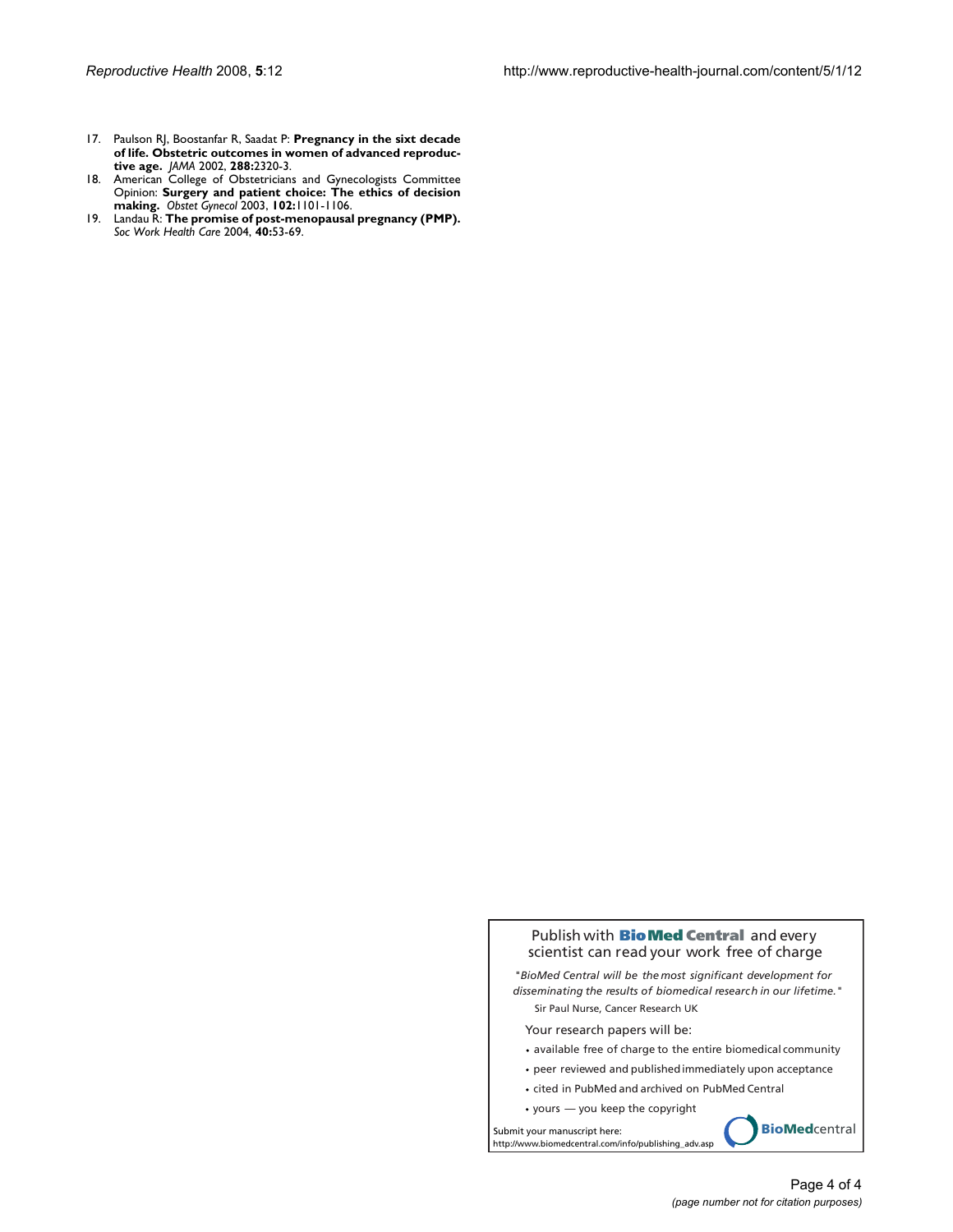17. Paulson RJ, Boostanfar R, Saadat P: **Pregnancy in the sixt decade of life. Obstetric outcomes in women of advanced reproductive age.** *JAMA* 2002, **288:**2320-3.
18. American College of Obstetricians and Gynecologists Committee Opinion: **Surgery and patient choice: The ethics of decision making.** *Obstet Gynecol* 2003, **102:**1101-1106.
19. Landau R: **The promise of post-menopausal pregnancy (PMP).** *Soc Work Health Care* 2004, **40:**53-69.

Publish with **BioMed Central** and every scientist can read your work free of charge

*"BioMed Central will be the most significant development for disseminating the results of biomedical research in our lifetime."*

Sir Paul Nurse, Cancer Research UK

Your research papers will be:

- available free of charge to the entire biomedical community
- peer reviewed and published immediately upon acceptance
- cited in PubMed and archived on PubMed Central
- yours — you keep the copyright

Submit your manuscript here:
http://www.biomedcentral.com/info/publishing_adv.asp

**BioMed**central